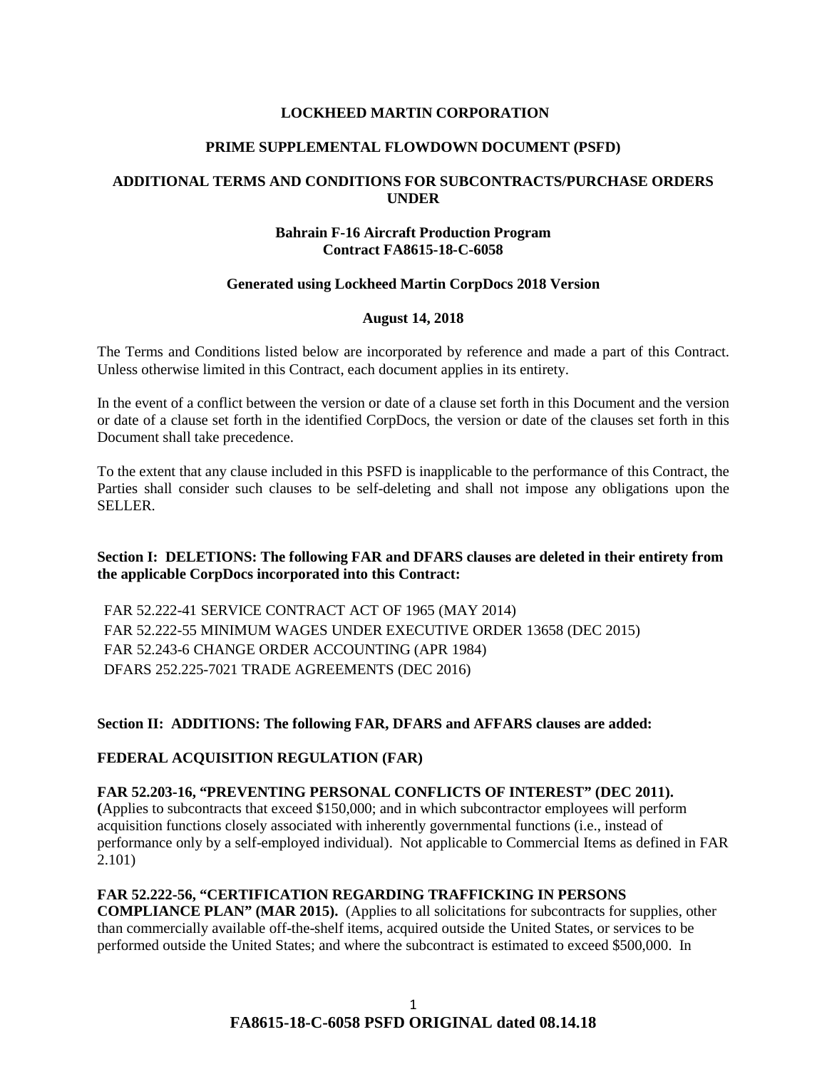**LOCKHEED MARTIN CORPORATION**

**PRIME SUPPLEMENTAL FLOWDOWN DOCUMENT (PSFD)**

**ADDITIONAL TERMS AND CONDITIONS FOR SUBCONTRACTS/PURCHASE ORDERS UNDER**

**Bahrain F-16 Aircraft Production Program**
**Contract FA8615-18-C-6058**

**Generated using Lockheed Martin CorpDocs 2018 Version**

**August 14, 2018**

The Terms and Conditions listed below are incorporated by reference and made a part of this Contract. Unless otherwise limited in this Contract, each document applies in its entirety.

In the event of a conflict between the version or date of a clause set forth in this Document and the version or date of a clause set forth in the identified CorpDocs, the version or date of the clauses set forth in this Document shall take precedence.

To the extent that any clause included in this PSFD is inapplicable to the performance of this Contract, the Parties shall consider such clauses to be self-deleting and shall not impose any obligations upon the SELLER.

**Section I: DELETIONS: The following FAR and DFARS clauses are deleted in their entirety from the applicable CorpDocs incorporated into this Contract:**

FAR 52.222-41 SERVICE CONTRACT ACT OF 1965 (MAY 2014)
FAR 52.222-55 MINIMUM WAGES UNDER EXECUTIVE ORDER 13658 (DEC 2015)
FAR 52.243-6 CHANGE ORDER ACCOUNTING (APR 1984)
DFARS 252.225-7021 TRADE AGREEMENTS (DEC 2016)

**Section II: ADDITIONS: The following FAR, DFARS and AFFARS clauses are added:**

**FEDERAL ACQUISITION REGULATION (FAR)**

**FAR 52.203-16, "PREVENTING PERSONAL CONFLICTS OF INTEREST" (DEC 2011).** (Applies to subcontracts that exceed $150,000; and in which subcontractor employees will perform acquisition functions closely associated with inherently governmental functions (i.e., instead of performance only by a self-employed individual). Not applicable to Commercial Items as defined in FAR 2.101)

**FAR 52.222-56, "CERTIFICATION REGARDING TRAFFICKING IN PERSONS COMPLIANCE PLAN" (MAR 2015).** (Applies to all solicitations for subcontracts for supplies, other than commercially available off-the-shelf items, acquired outside the United States, or services to be performed outside the United States; and where the subcontract is estimated to exceed $500,000. In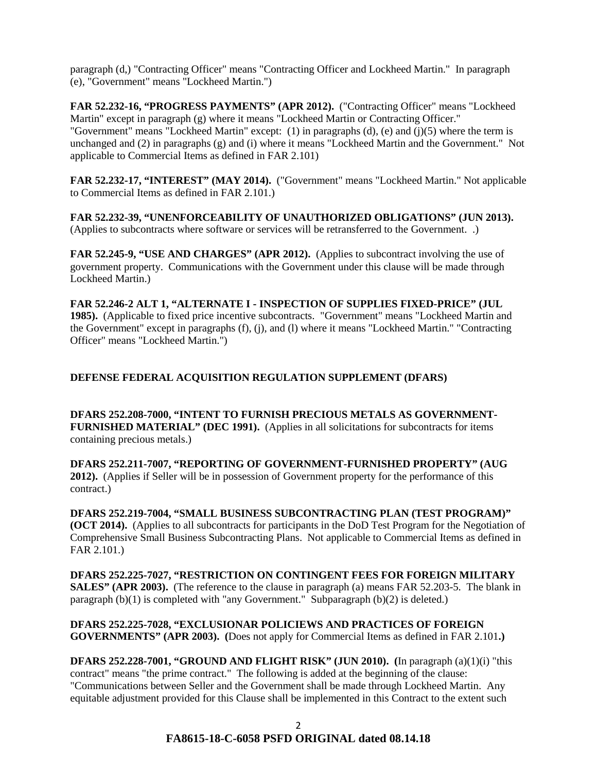paragraph (d,) "Contracting Officer" means "Contracting Officer and Lockheed Martin." In paragraph (e), "Government" means "Lockheed Martin.")

**FAR 52.232-16, "PROGRESS PAYMENTS" (APR 2012).** ("Contracting Officer" means "Lockheed Martin" except in paragraph (g) where it means "Lockheed Martin or Contracting Officer." "Government" means "Lockheed Martin" except: (1) in paragraphs (d), (e) and (j)(5) where the term is unchanged and (2) in paragraphs (g) and (i) where it means "Lockheed Martin and the Government." Not applicable to Commercial Items as defined in FAR 2.101)

**FAR 52.232-17, "INTEREST" (MAY 2014).** ("Government" means "Lockheed Martin." Not applicable to Commercial Items as defined in FAR 2.101.)

**FAR 52.232-39, "UNENFORCEABILITY OF UNAUTHORIZED OBLIGATIONS" (JUN 2013).** (Applies to subcontracts where software or services will be retransferred to the Government. .)

**FAR 52.245-9, "USE AND CHARGES" (APR 2012).** (Applies to subcontract involving the use of government property. Communications with the Government under this clause will be made through Lockheed Martin.)

**FAR 52.246-2 ALT 1, "ALTERNATE I - INSPECTION OF SUPPLIES FIXED-PRICE" (JUL 1985).** (Applicable to fixed price incentive subcontracts. "Government" means "Lockheed Martin and the Government" except in paragraphs (f), (j), and (l) where it means "Lockheed Martin." "Contracting Officer" means "Lockheed Martin.")

## DEFENSE FEDERAL ACQUISITION REGULATION SUPPLEMENT (DFARS)

**DFARS 252.208-7000, "INTENT TO FURNISH PRECIOUS METALS AS GOVERNMENT-FURNISHED MATERIAL" (DEC 1991).** (Applies in all solicitations for subcontracts for items containing precious metals.)

**DFARS 252.211-7007, "REPORTING OF GOVERNMENT-FURNISHED PROPERTY" (AUG 2012).** (Applies if Seller will be in possession of Government property for the performance of this contract.)

**DFARS 252.219-7004, "SMALL BUSINESS SUBCONTRACTING PLAN (TEST PROGRAM)" (OCT 2014).** (Applies to all subcontracts for participants in the DoD Test Program for the Negotiation of Comprehensive Small Business Subcontracting Plans. Not applicable to Commercial Items as defined in FAR 2.101.)

**DFARS 252.225-7027, "RESTRICTION ON CONTINGENT FEES FOR FOREIGN MILITARY SALES" (APR 2003).** (The reference to the clause in paragraph (a) means FAR 52.203-5. The blank in paragraph (b)(1) is completed with "any Government." Subparagraph (b)(2) is deleted.)

**DFARS 252.225-7028, "EXCLUSIONAR POLICIEWS AND PRACTICES OF FOREIGN GOVERNMENTS" (APR 2003). (**Does not apply for Commercial Items as defined in FAR 2.101**.)**

**DFARS 252.228-7001, "GROUND AND FLIGHT RISK" (JUN 2010). (**In paragraph (a)(1)(i) "this contract" means "the prime contract." The following is added at the beginning of the clause: "Communications between Seller and the Government shall be made through Lockheed Martin. Any equitable adjustment provided for this Clause shall be implemented in this Contract to the extent such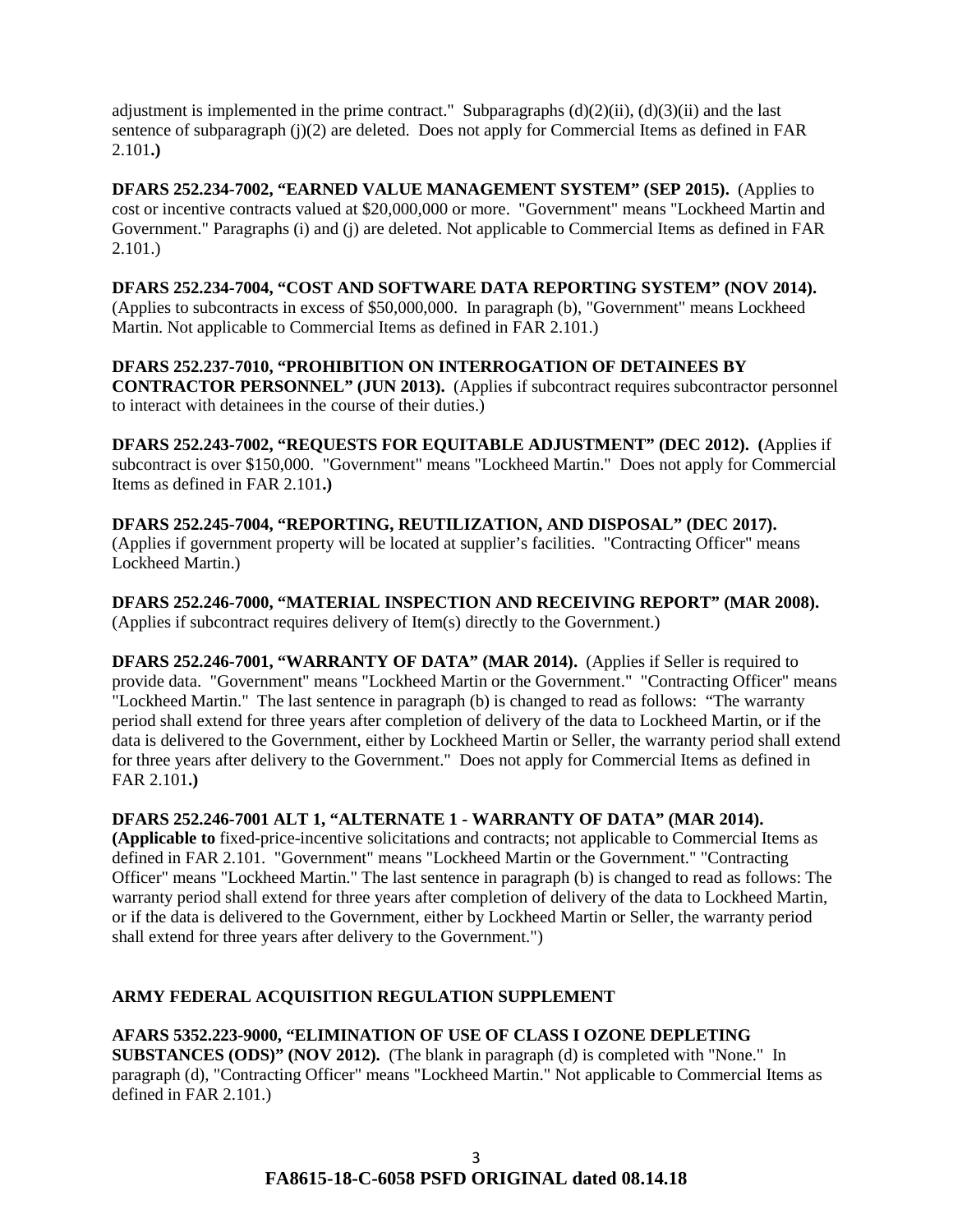adjustment is implemented in the prime contract." Subparagraphs (d)(2)(ii), (d)(3)(ii) and the last sentence of subparagraph (j)(2) are deleted. Does not apply for Commercial Items as defined in FAR 2.101**.)**

**DFARS 252.234-7002, "EARNED VALUE MANAGEMENT SYSTEM" (SEP 2015).** (Applies to cost or incentive contracts valued at $20,000,000 or more. "Government" means "Lockheed Martin and Government." Paragraphs (i) and (j) are deleted. Not applicable to Commercial Items as defined in FAR 2.101.)

**DFARS 252.234-7004, "COST AND SOFTWARE DATA REPORTING SYSTEM" (NOV 2014).** (Applies to subcontracts in excess of $50,000,000. In paragraph (b), "Government" means Lockheed Martin. Not applicable to Commercial Items as defined in FAR 2.101.)

**DFARS 252.237-7010, "PROHIBITION ON INTERROGATION OF DETAINEES BY CONTRACTOR PERSONNEL" (JUN 2013).** (Applies if subcontract requires subcontractor personnel to interact with detainees in the course of their duties.)

**DFARS 252.243-7002, "REQUESTS FOR EQUITABLE ADJUSTMENT" (DEC 2012). (**Applies if subcontract is over $150,000. "Government" means "Lockheed Martin." Does not apply for Commercial Items as defined in FAR 2.101**.)**

**DFARS 252.245-7004, "REPORTING, REUTILIZATION, AND DISPOSAL" (DEC 2017).** (Applies if government property will be located at supplier's facilities. "Contracting Officer" means Lockheed Martin.)

**DFARS 252.246-7000, "MATERIAL INSPECTION AND RECEIVING REPORT" (MAR 2008).** (Applies if subcontract requires delivery of Item(s) directly to the Government.)

**DFARS 252.246-7001, "WARRANTY OF DATA" (MAR 2014).** (Applies if Seller is required to provide data. "Government" means "Lockheed Martin or the Government." "Contracting Officer" means "Lockheed Martin." The last sentence in paragraph (b) is changed to read as follows: "The warranty period shall extend for three years after completion of delivery of the data to Lockheed Martin, or if the data is delivered to the Government, either by Lockheed Martin or Seller, the warranty period shall extend for three years after delivery to the Government." Does not apply for Commercial Items as defined in FAR 2.101**.)**

**DFARS 252.246-7001 ALT 1, "ALTERNATE 1 - WARRANTY OF DATA" (MAR 2014). (Applicable to** fixed-price-incentive solicitations and contracts; not applicable to Commercial Items as defined in FAR 2.101. "Government" means "Lockheed Martin or the Government." "Contracting Officer" means "Lockheed Martin." The last sentence in paragraph (b) is changed to read as follows: The warranty period shall extend for three years after completion of delivery of the data to Lockheed Martin, or if the data is delivered to the Government, either by Lockheed Martin or Seller, the warranty period shall extend for three years after delivery to the Government.")

## ARMY FEDERAL ACQUISITION REGULATION SUPPLEMENT

**AFARS 5352.223-9000, "ELIMINATION OF USE OF CLASS I OZONE DEPLETING SUBSTANCES (ODS)" (NOV 2012).** (The blank in paragraph (d) is completed with "None." In paragraph (d), "Contracting Officer" means "Lockheed Martin." Not applicable to Commercial Items as defined in FAR 2.101.)

**FA8615-18-C-6058 PSFD ORIGINAL dated 08.14.18**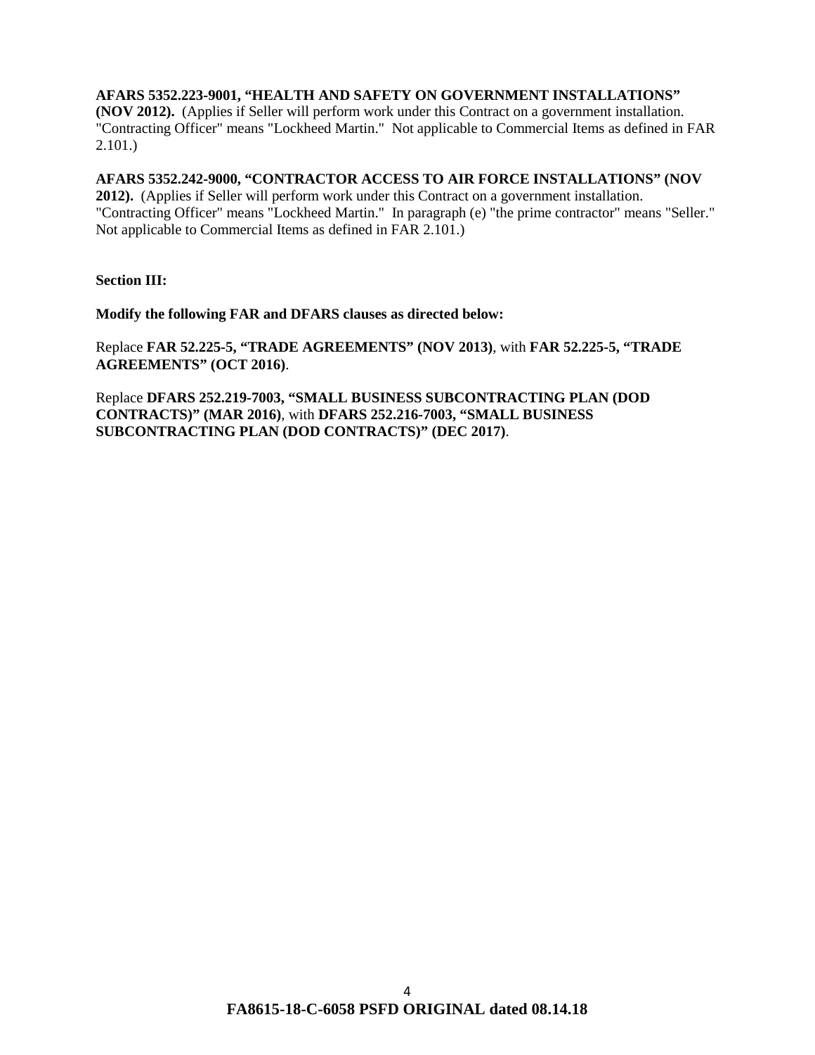**AFARS 5352.223-9001, "HEALTH AND SAFETY ON GOVERNMENT INSTALLATIONS" (NOV 2012).** (Applies if Seller will perform work under this Contract on a government installation. "Contracting Officer" means "Lockheed Martin." Not applicable to Commercial Items as defined in FAR 2.101.)

**AFARS 5352.242-9000, "CONTRACTOR ACCESS TO AIR FORCE INSTALLATIONS" (NOV 2012).** (Applies if Seller will perform work under this Contract on a government installation. "Contracting Officer" means "Lockheed Martin." In paragraph (e) "the prime contractor" means "Seller." Not applicable to Commercial Items as defined in FAR 2.101.)

**Section III:**

**Modify the following FAR and DFARS clauses as directed below:**

Replace **FAR 52.225-5, "TRADE AGREEMENTS" (NOV 2013)**, with **FAR 52.225-5, "TRADE AGREEMENTS" (OCT 2016)**.

Replace **DFARS 252.219-7003, "SMALL BUSINESS SUBCONTRACTING PLAN (DOD CONTRACTS)" (MAR 2016)**, with **DFARS 252.216-7003, "SMALL BUSINESS SUBCONTRACTING PLAN (DOD CONTRACTS)" (DEC 2017)**.